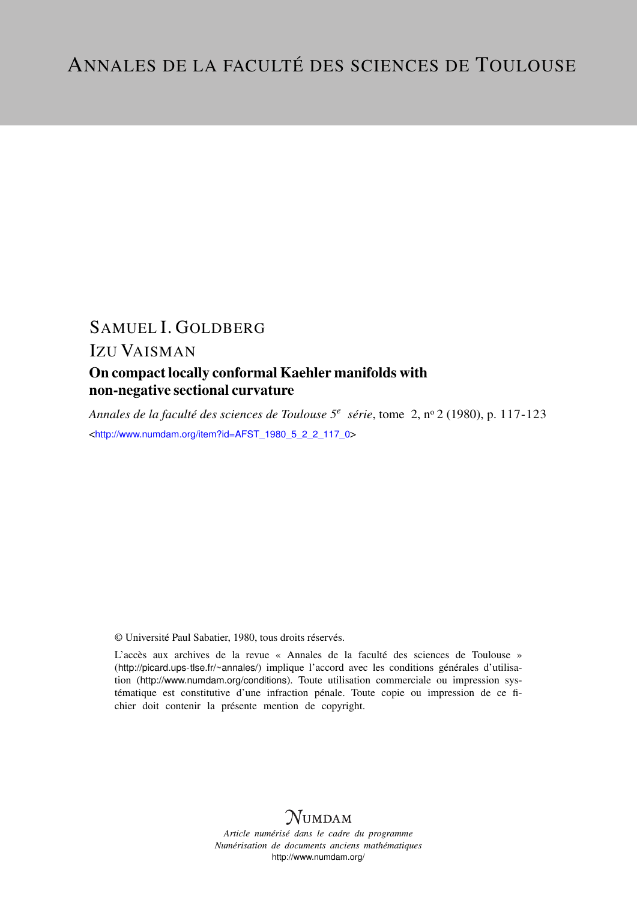# Annales de la faculté des sciences de Toulouse

SAMUEL I. GOLDBERG

IZU VAISMAN

## On compact locally conformal Kaehler manifolds with non-negative sectional curvature

*Annales de la faculté des sciences de Toulouse 5[e] série*, tome 2, n° 2 (1980), p. 117-123

<http://www.numdam.org/item?id=AFST_1980_5_2_2_117_0>

© Université Paul Sabatier, 1980, tous droits réservés.

L'accès aux archives de la revue « Annales de la faculté des sciences de Toulouse » (http://picard.ups-tlse.fr/~annales/) implique l'accord avec les conditions générales d'utilisation (http://www.numdam.org/conditions). Toute utilisation commerciale ou impression systématique est constitutive d'une infraction pénale. Toute copie ou impression de ce fichier doit contenir la présente mention de copyright.

NUMDAM

*Article numérisé dans le cadre du programme Numérisation de documents anciens mathématiques*

http://www.numdam.org/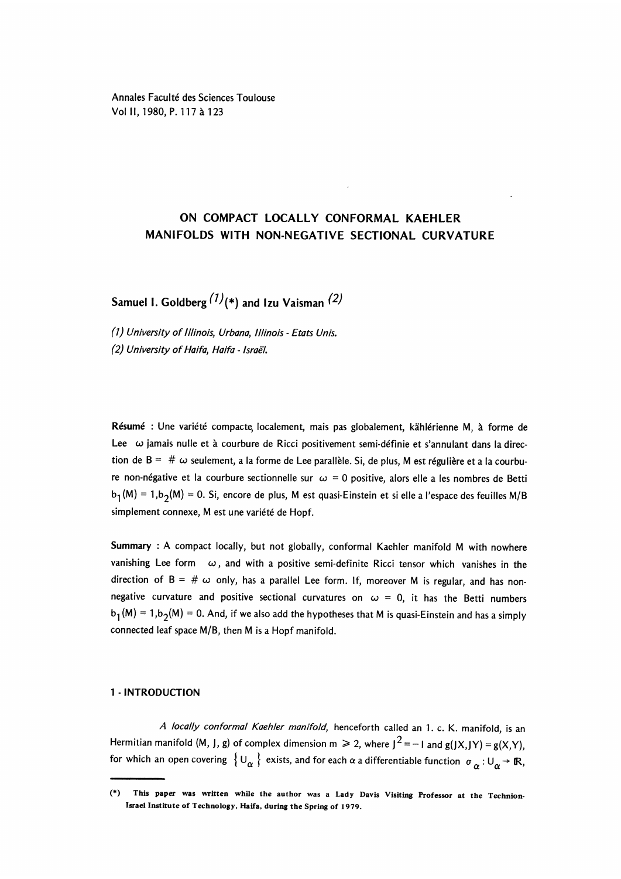Annales Faculté des Sciences Toulouse
Vol II, 1980, P. 117 à 123

# ON COMPACT LOCALLY CONFORMAL KAEHLER MANIFOLDS WITH NON-NEGATIVE SECTIONAL CURVATURE

**Samuel I. Goldberg** [(1)](*) **and Izu Vaisman** [(2)]

*(1) University of Illinois, Urbana, Illinois - Etats Unis.*
*(2) University of Haifa, Haifa - Israël.*

**Résumé** : Une variété compacte, localement, mais pas globalement, kählérienne M, à forme de Lee $\omega$ jamais nulle et à courbure de Ricci positivement semi-définie et s'annulant dans la direction de $B = \# \omega$ seulement, a la forme de Lee parallèle. Si, de plus, M est régulière et a la courbure non-négative et la courbure sectionnelle sur $\omega = 0$ positive, alors elle a les nombres de Betti $b_1(M) = 1, b_2(M) = 0$. Si, encore de plus, M est quasi-Einstein et si elle a l'espace des feuilles M/B simplement connexe, M est une variété de Hopf.

**Summary** : A compact locally, but not globally, conformal Kaehler manifold M with nowhere vanishing Lee form $\omega$, and with a positive semi-definite Ricci tensor which vanishes in the direction of $B = \# \omega$ only, has a parallel Lee form. If, moreover M is regular, and has non-negative curvature and positive sectional curvatures on $\omega = 0$, it has the Betti numbers $b_1(M) = 1, b_2(M) = 0$. And, if we also add the hypotheses that M is quasi-Einstein and has a simply connected leaf space M/B, then M is a Hopf manifold.

## 1 - INTRODUCTION

*A locally conformal Kaehler manifold,* henceforth called an l. c. K. manifold, is an Hermitian manifold (M, J, g) of complex dimension $m \geqslant 2$, where $J^2 = -I$ and $g(JX, JY) = g(X,Y)$, for which an open covering $\{U_\alpha\}$ exists, and for each $\alpha$ a differentiable function $\sigma_\alpha : U_\alpha \to \mathbb{R}$,

(*) This paper was written while the author was a Lady Davis Visiting Professor at the Technion-Israel Institute of Technology, Haifa, during the Spring of 1979.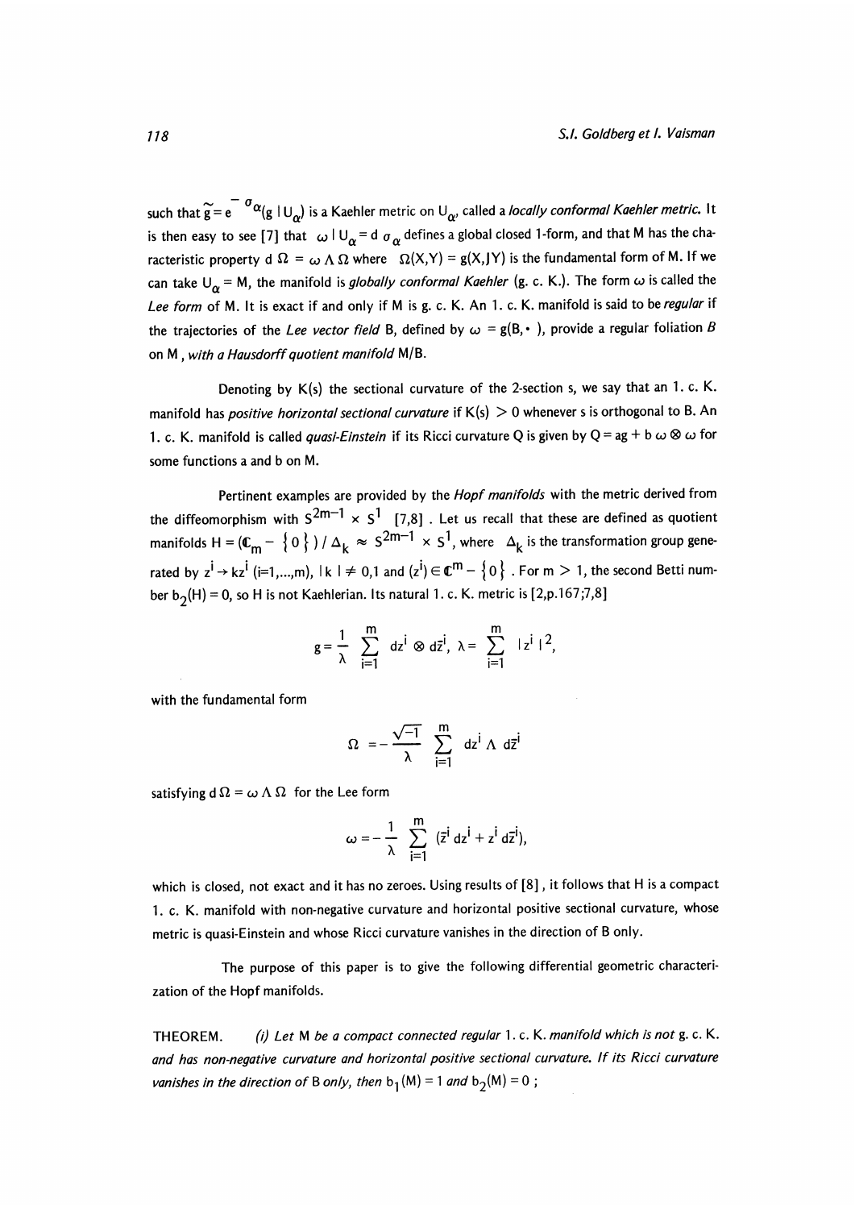such that $\tilde{g} = e^{-\sigma_\alpha}(g \mid U_\alpha)$ is a Kaehler metric on $U_\alpha$, called a *locally conformal Kaehler metric.* It is then easy to see [7] that $\omega \mid U_\alpha = d\,\sigma_\alpha$ defines a global closed 1-form, and that M has the characteristic property $d\,\Omega = \omega \wedge \Omega$ where $\Omega(X,Y) = g(X,JY)$ is the fundamental form of M. If we can take $U_\alpha = M$, the manifold is *globally conformal Kaehler* (g. c. K.). The form $\omega$ is called the *Lee form* of M. It is exact if and only if M is g. c. K. An 1. c. K. manifold is said to be *regular* if the trajectories of the *Lee vector field* B, defined by $\omega = g(B,\cdot\,)$, provide a regular foliation *B* on M, *with a Hausdorff quotient manifold* M/B.

Denoting by K(s) the sectional curvature of the 2-section s, we say that an 1. c. K. manifold has *positive horizontal sectional curvature* if $K(s) > 0$ whenever s is orthogonal to B. An 1. c. K. manifold is called *quasi-Einstein* if its Ricci curvature Q is given by $Q = ag + b\,\omega \otimes \omega$ for some functions a and b on M.

Pertinent examples are provided by the *Hopf manifolds* with the metric derived from the diffeomorphism with $S^{2m-1} \times S^1$ [7,8]. Let us recall that these are defined as quotient manifolds $H = (\mathbb{C}_m - \{0\}) / \Delta_k \approx S^{2m-1} \times S^1$, where $\Delta_k$ is the transformation group generated by $z^i \to kz^i$ (i=1,...,m), $|k| \neq 0,1$ and $(z^i) \in \mathbb{C}^m - \{0\}$. For $m > 1$, the second Betti number $b_2(H) = 0$, so H is not Kaehlerian. Its natural 1. c. K. metric is [2,p.167;7,8]

$$g = \frac{1}{\lambda} \sum_{i=1}^{m} dz^i \otimes d\bar{z}^i, \quad \lambda = \sum_{i=1}^{m} |z^i|^2,$$

with the fundamental form

$$\Omega = -\frac{\sqrt{-1}}{\lambda} \sum_{i=1}^{m} dz^i \wedge d\bar{z}^i$$

satisfying $d\,\Omega = \omega \wedge \Omega$ for the Lee form

$$\omega = -\frac{1}{\lambda} \sum_{i=1}^{m} (\bar{z}^i dz^i + z^i d\bar{z}^i),$$

which is closed, not exact and it has no zeroes. Using results of [8], it follows that H is a compact 1. c. K. manifold with non-negative curvature and horizontal positive sectional curvature, whose metric is quasi-Einstein and whose Ricci curvature vanishes in the direction of B only.

The purpose of this paper is to give the following differential geometric characterization of the Hopf manifolds.

THEOREM. *(i) Let* M *be a compact connected regular* 1. c. K. *manifold which is not* g. c. K. *and has non-negative curvature and horizontal positive sectional curvature. If its Ricci curvature vanishes in the direction of* B *only, then* $b_1(M) = 1$ *and* $b_2(M) = 0$ ;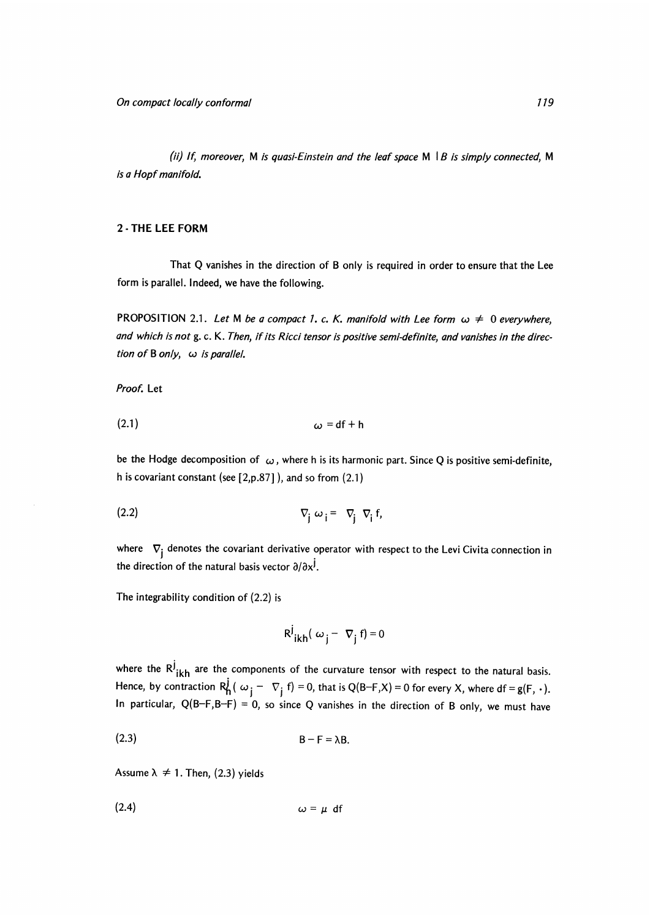*(ii) If, moreover,* M *is quasi-Einstein and the leaf space* M $|B$ *is simply connected,* M *is a Hopf manifold.*

## 2 - THE LEE FORM

That Q vanishes in the direction of B only is required in order to ensure that the Lee form is parallel. Indeed, we have the following.

PROPOSITION 2.1. *Let* M *be a compact 1. c. K. manifold with Lee form* $\omega \neq 0$ *everywhere, and which is not* g. c. K. *Then, if its Ricci tensor is positive semi-definite, and vanishes in the direction of* B *only,* $\omega$ *is parallel.*

*Proof.* Let

$$\omega = df + h \tag{2.1}$$

be the Hodge decomposition of $\omega$, where h is its harmonic part. Since Q is positive semi-definite, h is covariant constant (see [2,p.87]), and so from (2.1)

$$\nabla_j \omega_i = \nabla_j \nabla_i f, \tag{2.2}$$

where $\nabla_j$ denotes the covariant derivative operator with respect to the Levi Civita connection in the direction of the natural basis vector $\partial/\partial x^j$.

The integrability condition of (2.2) is

$$R^j{}_{ikh}(\omega_j - \nabla_j f) = 0$$

where the $R^j{}_{ikh}$ are the components of the curvature tensor with respect to the natural basis. Hence, by contraction $R^j_h(\omega_j - \nabla_j f) = 0$, that is $Q(B-F,X) = 0$ for every X, where $df = g(F, \cdot)$. In particular, $Q(B-F,B-F) = 0$, so since Q vanishes in the direction of B only, we must have

$$B - F = \lambda B. \tag{2.3}$$

Assume $\lambda \neq 1$. Then, (2.3) yields

$$\omega = \mu \, df \tag{2.4}$$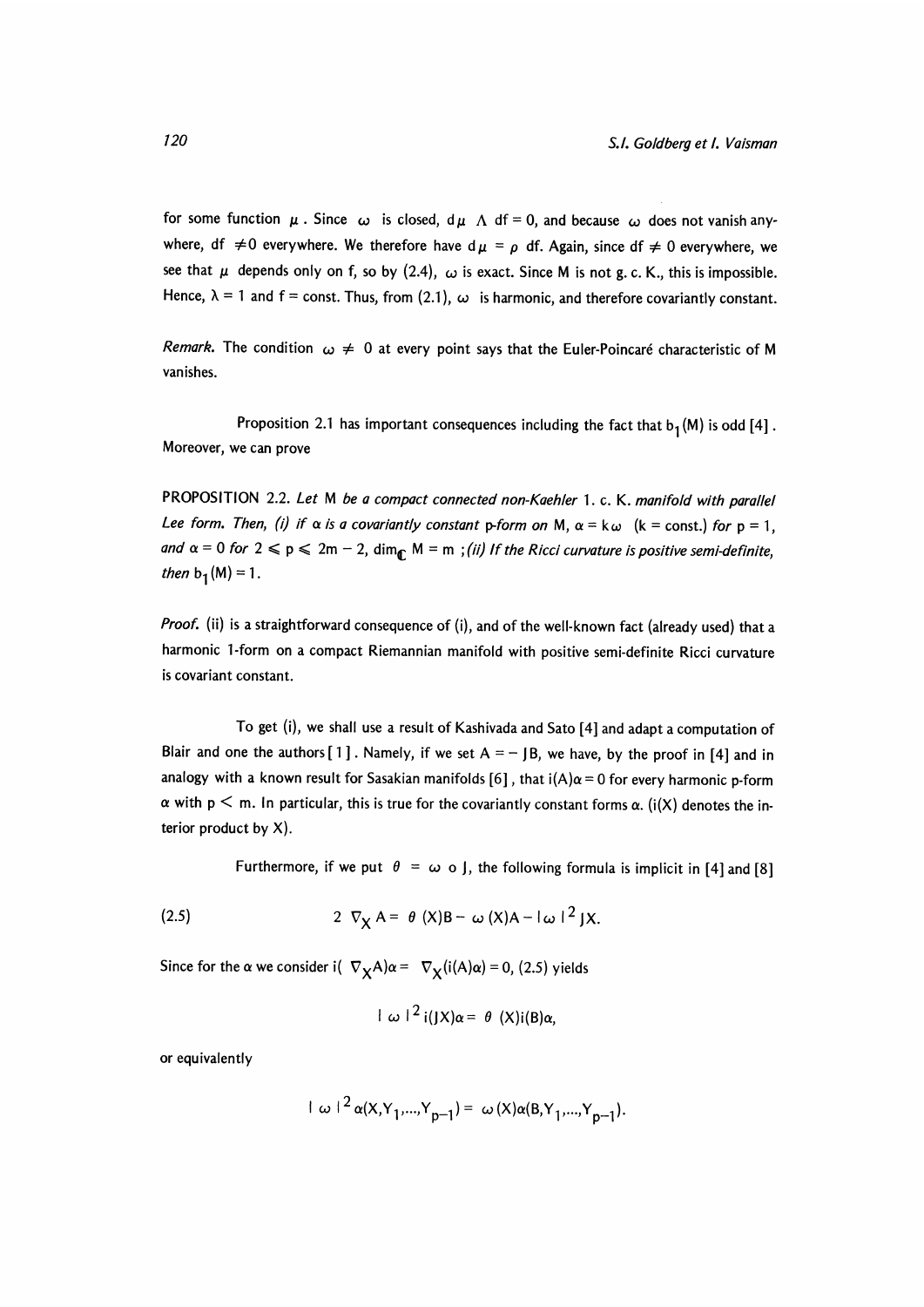for some function $\mu$ . Since $\omega$ is closed, $d\mu \wedge df = 0$, and because $\omega$ does not vanish anywhere, $df \neq 0$ everywhere. We therefore have $d\mu = \rho\, df$. Again, since $df \neq 0$ everywhere, we see that $\mu$ depends only on f, so by (2.4), $\omega$ is exact. Since M is not g. c. K., this is impossible. Hence, $\lambda = 1$ and f = const. Thus, from (2.1), $\omega$ is harmonic, and therefore covariantly constant.

*Remark.* The condition $\omega \neq 0$ at every point says that the Euler-Poincaré characteristic of M vanishes.

Proposition 2.1 has important consequences including the fact that $b_1(M)$ is odd [4]. Moreover, we can prove

PROPOSITION 2.2. *Let* M *be a compact connected non-Kaehler* 1. c. K. *manifold with parallel Lee form. Then, (i) if $\alpha$ is a covariantly constant p-form on* M, $\alpha = k\omega$ (k = const.) *for* p = 1, *and* $\alpha = 0$ *for* $2 \leqslant p \leqslant 2m-2$, $\dim_{\mathbb{C}} M = m$ *;(ii) If the Ricci curvature is positive semi-definite, then* $b_1(M) = 1$.

*Proof.* (ii) is a straightforward consequence of (i), and of the well-known fact (already used) that a harmonic 1-form on a compact Riemannian manifold with positive semi-definite Ricci curvature is covariant constant.

To get (i), we shall use a result of Kashivada and Sato [4] and adapt a computation of Blair and one the authors [1]. Namely, if we set $A = -JB$, we have, by the proof in [4] and in analogy with a known result for Sasakian manifolds [6], that $i(A)\alpha = 0$ for every harmonic p-form $\alpha$ with $p < m$. In particular, this is true for the covariantly constant forms $\alpha$. ($i(X)$ denotes the interior product by X).

Furthermore, if we put $\theta = \omega \circ J$, the following formula is implicit in [4] and [8]

$$2\,\nabla_X A = \theta(X)B - \omega(X)A - |\omega|^2 JX. \tag{2.5}$$

Since for the $\alpha$ we consider $i(\nabla_X A)\alpha = \nabla_X(i(A)\alpha) = 0$, (2.5) yields

$$|\omega|^2\, i(JX)\alpha = \theta(X)i(B)\alpha,$$

or equivalently

$$|\omega|^2\, \alpha(X, Y_1, \ldots, Y_{p-1}) = \omega(X)\alpha(B, Y_1, \ldots, Y_{p-1}).$$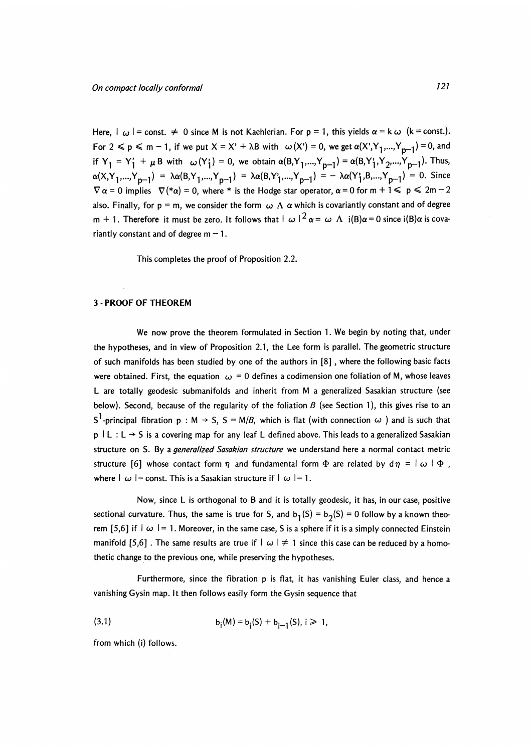Here, $|\omega| = \text{const.} \neq 0$ since M is not Kaehlerian. For $p = 1$, this yields $\alpha = k\,\omega$ ($k = \text{const.}$). For $2 \leqslant p \leqslant m-1$, if we put $X = X' + \lambda B$ with $\omega(X') = 0$, we get $\alpha(X', Y_1, \ldots, Y_{p-1}) = 0$, and if $Y_1 = Y_1' + \mu B$ with $\omega(Y_1') = 0$, we obtain $\alpha(B, Y_1, \ldots, Y_{p-1}) = \alpha(B, Y_1', Y_2, \ldots, Y_{p-1})$. Thus, $\alpha(X, Y_1, \ldots, Y_{p-1}) = \lambda\alpha(B, Y_1, \ldots, Y_{p-1}) = \lambda\alpha(B, Y_1', \ldots, Y_{p-1}) = -\lambda\alpha(Y_1', B, \ldots, Y_{p-1}) = 0$. Since $\nabla\alpha = 0$ implies $\nabla(*\alpha) = 0$, where $*$ is the Hodge star operator, $\alpha = 0$ for $m+1 \leqslant p \leqslant 2m-2$ also. Finally, for $p = m$, we consider the form $\omega \wedge \alpha$ which is covariantly constant and of degree $m+1$. Therefore it must be zero. It follows that $|\omega|^2 \alpha = \omega \wedge i(B)\alpha = 0$ since $i(B)\alpha$ is covariantly constant and of degree $m-1$.

This completes the proof of Proposition 2.2.

## 3 - PROOF OF THEOREM

We now prove the theorem formulated in Section 1. We begin by noting that, under the hypotheses, and in view of Proposition 2.1, the Lee form is parallel. The geometric structure of such manifolds has been studied by one of the authors in [8], where the following basic facts were obtained. First, the equation $\omega = 0$ defines a codimension one foliation of M, whose leaves L are totally geodesic submanifolds and inherit from M a generalized Sasakian structure (see below). Second, because of the regularity of the foliation $B$ (see Section 1), this gives rise to an $S^1$-principal fibration $p : M \to S$, $S = M/B$, which is flat (with connection $\omega$) and is such that $p \mid L : L \to S$ is a covering map for any leaf L defined above. This leads to a generalized Sasakian structure on S. By a *generalized Sasakian structure* we understand here a normal contact metric structure [6] whose contact form $\eta$ and fundamental form $\Phi$ are related by $d\eta = |\omega|\,\Phi$, where $|\omega| = \text{const}$. This is a Sasakian structure if $|\omega| = 1$.

Now, since L is orthogonal to B and it is totally geodesic, it has, in our case, positive sectional curvature. Thus, the same is true for S, and $b_1(S) = b_2(S) = 0$ follow by a known theorem [5,6] if $|\omega| = 1$. Moreover, in the same case, S is a sphere if it is a simply connected Einstein manifold [5,6]. The same results are true if $|\omega| \neq 1$ since this case can be reduced by a homothetic change to the previous one, while preserving the hypotheses.

Furthermore, since the fibration p is flat, it has vanishing Euler class, and hence a vanishing Gysin map. It then follows easily form the Gysin sequence that

$$b_i(M) = b_i(S) + b_{i-1}(S), \; i \geqslant 1, \tag{3.1}$$

from which (i) follows.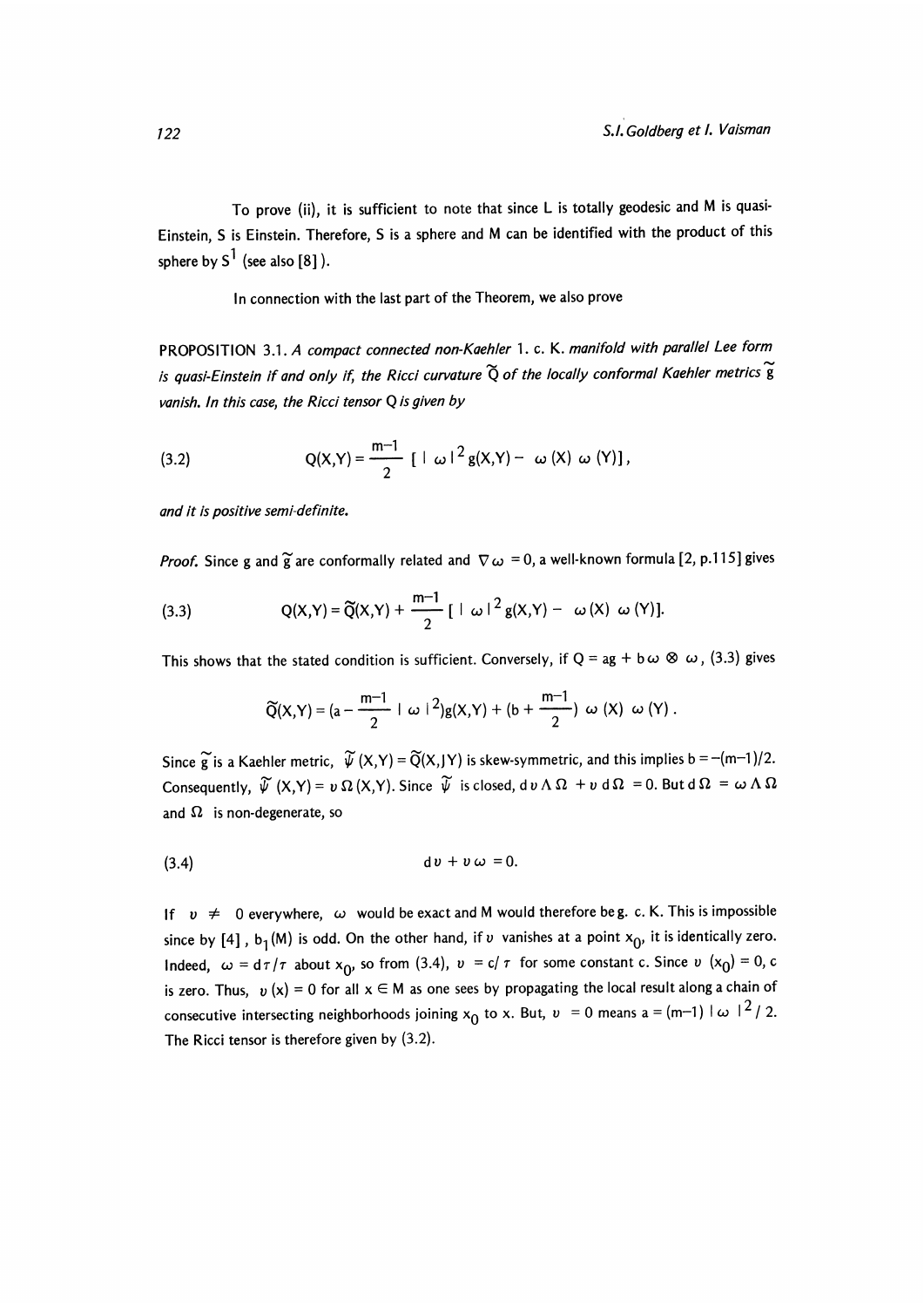To prove (ii), it is sufficient to note that since L is totally geodesic and M is quasi-Einstein, S is Einstein. Therefore, S is a sphere and M can be identified with the product of this sphere by $S^1$ (see also [8]).

In connection with the last part of the Theorem, we also prove

PROPOSITION 3.1. *A compact connected non-Kaehler l. c. K. manifold with parallel Lee form is quasi-Einstein if and only if, the Ricci curvature $\widetilde{Q}$ of the locally conformal Kaehler metrics $\widetilde{g}$ vanish. In this case, the Ricci tensor Q is given by*

$$Q(X,Y) = \frac{m-1}{2}\,[\,|\,\omega\,|^2 g(X,Y) - \omega(X)\,\omega(Y)], \tag{3.2}$$

*and it is positive semi-definite.*

*Proof.* Since g and $\widetilde{g}$ are conformally related and $\nabla\omega = 0$, a well-known formula [2, p.115] gives

$$Q(X,Y) = \widetilde{Q}(X,Y) + \frac{m-1}{2}\,[\,|\,\omega\,|^2 g(X,Y) - \omega(X)\,\omega(Y)]. \tag{3.3}$$

This shows that the stated condition is sufficient. Conversely, if $Q = ag + b\,\omega \otimes \omega$, (3.3) gives

$$\widetilde{Q}(X,Y) = (a - \frac{m-1}{2}\,|\,\omega\,|^2)g(X,Y) + (b + \frac{m-1}{2})\,\omega(X)\,\omega(Y).$$

Since $\widetilde{g}$ is a Kaehler metric, $\widetilde{\psi}(X,Y) = \widetilde{Q}(X,JY)$ is skew-symmetric, and this implies $b = -(m-1)/2$. Consequently, $\widetilde{\psi}(X,Y) = \upsilon\,\Omega(X,Y)$. Since $\widetilde{\psi}$ is closed, $d\upsilon \wedge \Omega + \upsilon\, d\Omega = 0$. But $d\Omega = \omega \wedge \Omega$ and $\Omega$ is non-degenerate, so

$$d\upsilon + \upsilon\,\omega = 0. \tag{3.4}$$

If $\upsilon \neq 0$ everywhere, $\omega$ would be exact and M would therefore be g. c. K. This is impossible since by [4], $b_1(M)$ is odd. On the other hand, if $\upsilon$ vanishes at a point $x_0$, it is identically zero. Indeed, $\omega = d\tau/\tau$ about $x_0$, so from (3.4), $\upsilon = c/\tau$ for some constant c. Since $\upsilon(x_0) = 0$, c is zero. Thus, $\upsilon(x) = 0$ for all $x \in M$ as one sees by propagating the local result along a chain of consecutive intersecting neighborhoods joining $x_0$ to x. But, $\upsilon = 0$ means $a = (m-1)\,|\,\omega\,|^2/2$. The Ricci tensor is therefore given by (3.2).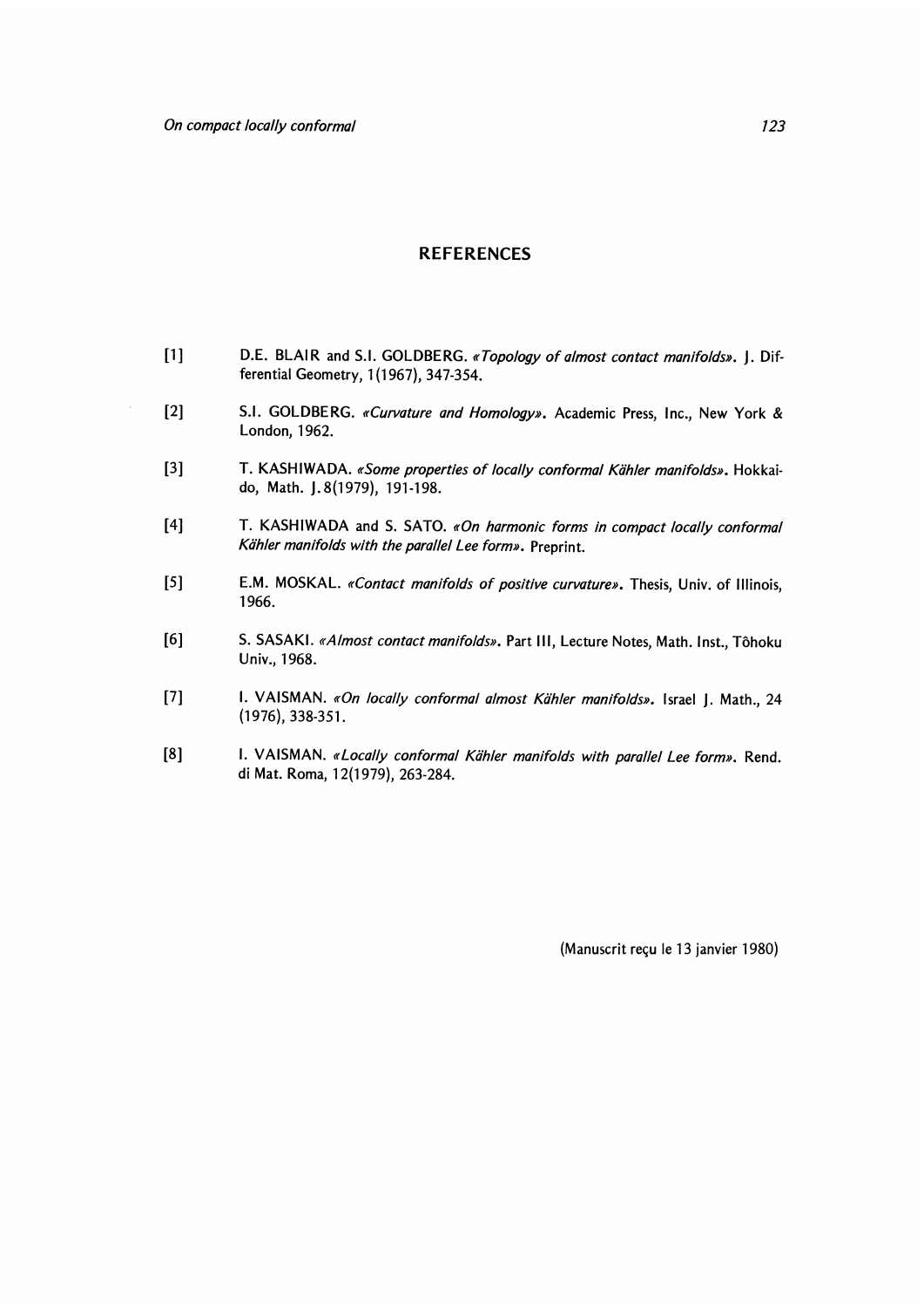## REFERENCES

[1] D.E. BLAIR and S.I. GOLDBERG. *«Topology of almost contact manifolds»*. J. Differential Geometry, 1(1967), 347-354.

[2] S.I. GOLDBERG. *«Curvature and Homology»*. Academic Press, Inc., New York & London, 1962.

[3] T. KASHIWADA. *«Some properties of locally conformal Kähler manifolds»*. Hokkaido, Math. J. 8(1979), 191-198.

[4] T. KASHIWADA and S. SATO. *«On harmonic forms in compact locally conformal Kähler manifolds with the parallel Lee form»*. Preprint.

[5] E.M. MOSKAL. *«Contact manifolds of positive curvature»*. Thesis, Univ. of Illinois, 1966.

[6] S. SASAKI. *«Almost contact manifolds»*. Part III, Lecture Notes, Math. Inst., Tôhoku Univ., 1968.

[7] I. VAISMAN. *«On locally conformal almost Kähler manifolds»*. Israel J. Math., 24 (1976), 338-351.

[8] I. VAISMAN. *«Locally conformal Kähler manifolds with parallel Lee form»*. Rend. di Mat. Roma, 12(1979), 263-284.

(Manuscrit reçu le 13 janvier 1980)